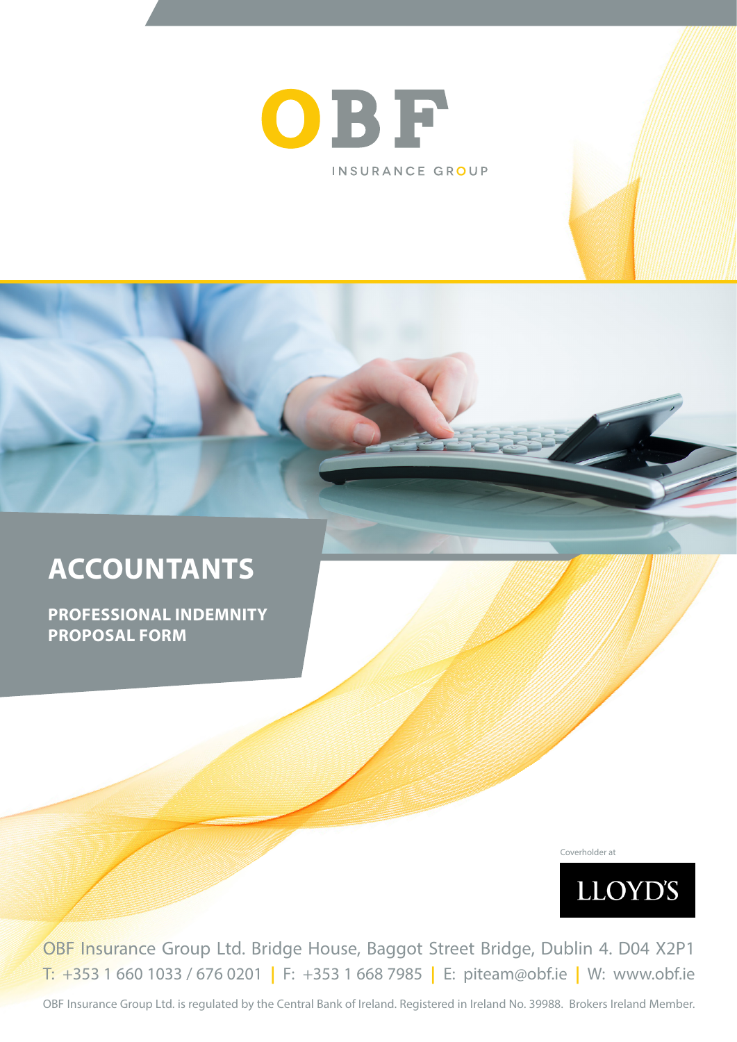OBF

INSURANCE GROUP

# ACCOUNTANTS

## PROFESSIONAL INDEMNITY PROPOSAL FORM

Coverholder at

LLOYD'S

OBF Insurance Group Ltd. Bridge House, Baggot Street Bridge, Dublin 4. D04 X2P1

T: +353 1 660 1033 / 676 0201 | F: +353 1 668 7985 | E: piteam@obf.ie | W: www.obf.ie

OBF Insurance Group Ltd. is regulated by the Central Bank of Ireland. Registered in Ireland No. 39988. Brokers Ireland Member.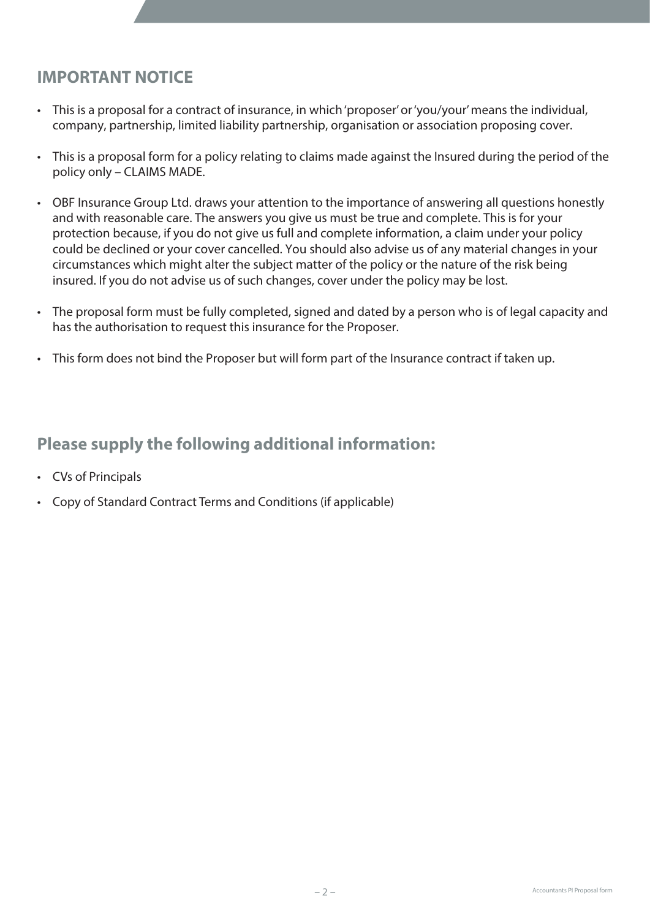## IMPORTANT NOTICE

- This is a proposal for a contract of insurance, in which 'proposer' or 'you/your' means the individual, company, partnership, limited liability partnership, organisation or association proposing cover.
- This is a proposal form for a policy relating to claims made against the Insured during the period of the policy only – CLAIMS MADE.
- OBF Insurance Group Ltd. draws your attention to the importance of answering all questions honestly and with reasonable care. The answers you give us must be true and complete. This is for your protection because, if you do not give us full and complete information, a claim under your policy could be declined or your cover cancelled. You should also advise us of any material changes in your circumstances which might alter the subject matter of the policy or the nature of the risk being insured. If you do not advise us of such changes, cover under the policy may be lost.
- The proposal form must be fully completed, signed and dated by a person who is of legal capacity and has the authorisation to request this insurance for the Proposer.
- This form does not bind the Proposer but will form part of the Insurance contract if taken up.

## Please supply the following additional information:

- CVs of Principals
- Copy of Standard Contract Terms and Conditions (if applicable)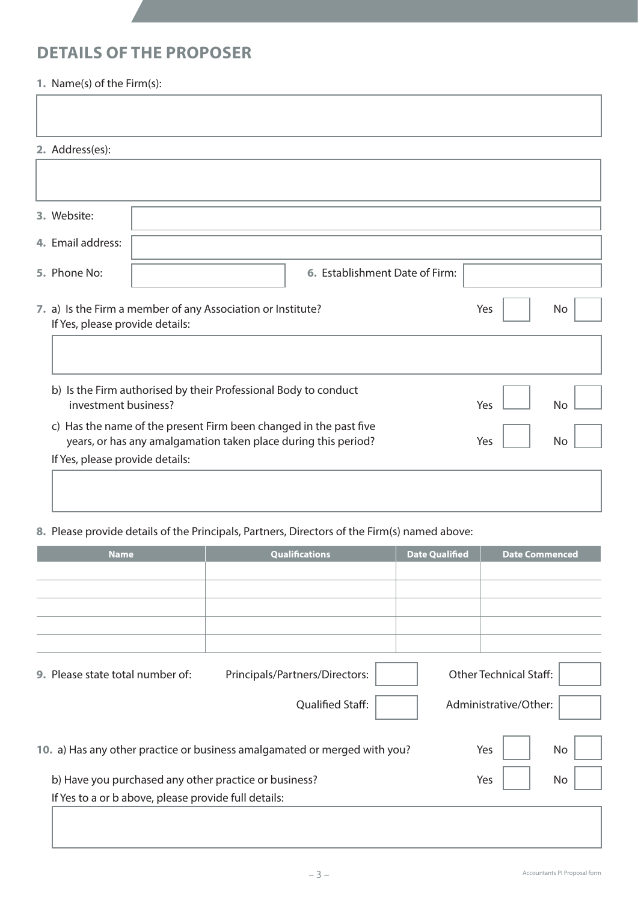## DETAILS OF THE PROPOSER

**1.** Name(s) of the Firm(s):

**2.** Address(es):

**3.** Website:

**4.** Email address:

**5.** Phone No:

**6.** Establishment Date of Firm:

**7.** a) Is the Firm a member of any Association or Institute? Yes ☐ No ☐

If Yes, please provide details:

b) Is the Firm authorised by their Professional Body to conduct investment business? Yes ☐ No ☐

c) Has the name of the present Firm been changed in the past five years, or has any amalgamation taken place during this period? Yes ☐ No ☐

If Yes, please provide details:

**8.** Please provide details of the Principals, Partners, Directors of the Firm(s) named above:

| Name | Qualifications | Date Qualified | Date Commenced |
|---|---|---|---|
| | | | |
| | | | |
| | | | |
| | | | |
| | | | |

**9.** Please state total number of:

Principals/Partners/Directors: ☐ Other Technical Staff: ☐

Qualified Staff: ☐ Administrative/Other: ☐

**10.** a) Has any other practice or business amalgamated or merged with you? Yes ☐ No ☐

b) Have you purchased any other practice or business? Yes ☐ No ☐

If Yes to a or b above, please provide full details: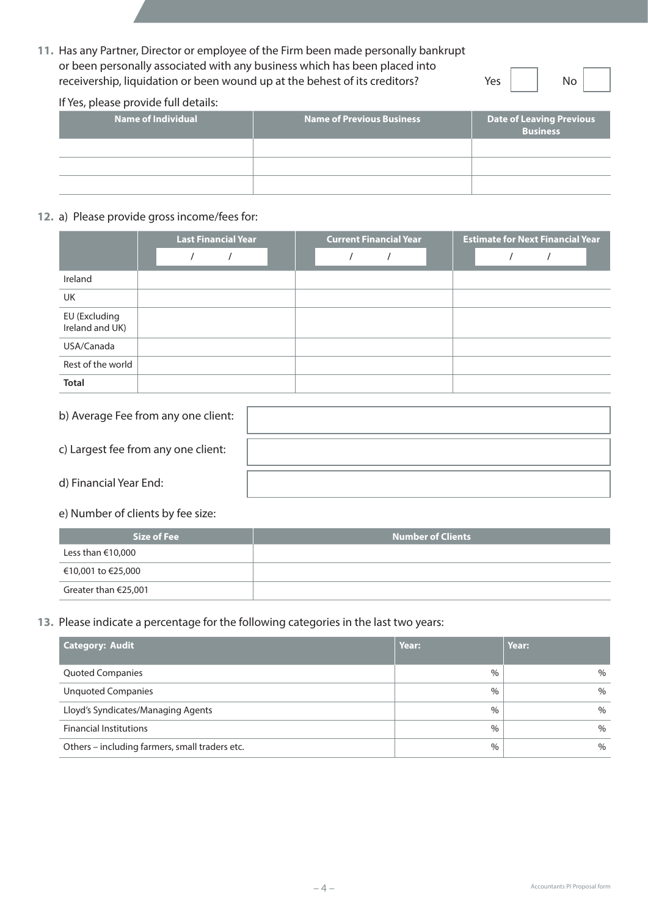**11.** Has any Partner, Director or employee of the Firm been made personally bankrupt or been personally associated with any business which has been placed into receivership, liquidation or been wound up at the behest of its creditors? Yes ☐ No ☐

If Yes, please provide full details:

| Name of Individual | Name of Previous Business | Date of Leaving Previous Business |
|---|---|---|
| | | |
| | | |
| | | |

**12.** a) Please provide gross income/fees for:

| | Last Financial Year<br>/ / | Current Financial Year<br>/ / | Estimate for Next Financial Year<br>/ / |
|---|---|---|---|
| Ireland | | | |
| UK | | | |
| EU (Excluding Ireland and UK) | | | |
| USA/Canada | | | |
| Rest of the world | | | |
| **Total** | | | |

b) Average Fee from any one client:

c) Largest fee from any one client:

d) Financial Year End:

e) Number of clients by fee size:

| Size of Fee | Number of Clients |
|---|---|
| Less than €10,000 | |
| €10,001 to €25,000 | |
| Greater than €25,001 | |

**13.** Please indicate a percentage for the following categories in the last two years:

| Category: Audit | Year: | Year: |
|---|---|---|
| Quoted Companies | % | % |
| Unquoted Companies | % | % |
| Lloyd's Syndicates/Managing Agents | % | % |
| Financial Institutions | % | % |
| Others – including farmers, small traders etc. | % | % |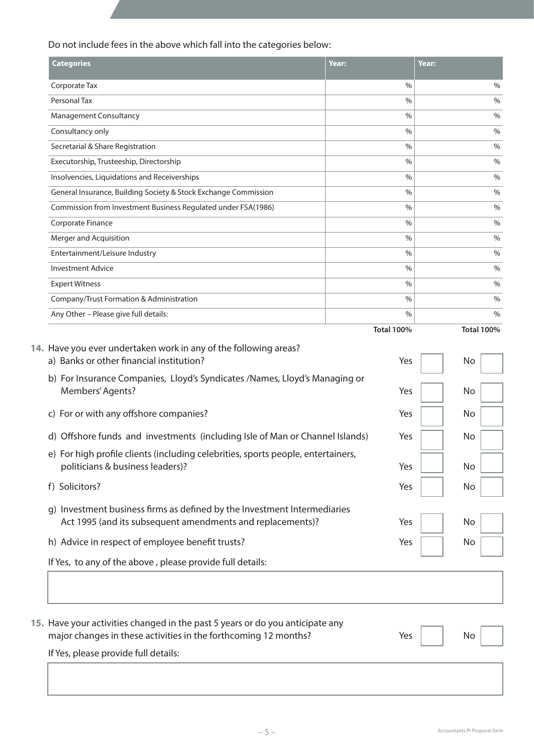Do not include fees in the above which fall into the categories below:

| Categories | Year: | Year: |
|---|---|---|
| Corporate Tax | % | % |
| Personal Tax | % | % |
| Management Consultancy | % | % |
| Consultancy only | % | % |
| Secretarial & Share Registration | % | % |
| Executorship, Trusteeship, Directorship | % | % |
| Insolvencies, Liquidations and Receiverships | % | % |
| General Insurance, Building Society & Stock Exchange Commission | % | % |
| Commission from Investment Business Regulated under FSA(1986) | % | % |
| Corporate Finance | % | % |
| Merger and Acquisition | % | % |
| Entertainment/Leisure Industry | % | % |
| Investment Advice | % | % |
| Expert Witness | % | % |
| Company/Trust Formation & Administration | % | % |
| Any Other – Please give full details: | % | % |
| | **Total 100%** | **Total 100%** |

**14.** Have you ever undertaken work in any of the following areas?

a) Banks or other financial institution? Yes ☐ No ☐

b) For Insurance Companies, Lloyd's Syndicates /Names, Lloyd's Managing or Members' Agents? Yes ☐ No ☐

c) For or with any offshore companies? Yes ☐ No ☐

d) Offshore funds and investments (including Isle of Man or Channel Islands) Yes ☐ No ☐

e) For high profile clients (including celebrities, sports people, entertainers, politicians & business leaders)? Yes ☐ No ☐

f) Solicitors? Yes ☐ No ☐

g) Investment business firms as defined by the Investment Intermediaries Act 1995 (and its subsequent amendments and replacements)? Yes ☐ No ☐

h) Advice in respect of employee benefit trusts? Yes ☐ No ☐

If Yes, to any of the above , please provide full details:

**15.** Have your activities changed in the past 5 years or do you anticipate any major changes in these activities in the forthcoming 12 months? Yes ☐ No ☐

If Yes, please provide full details: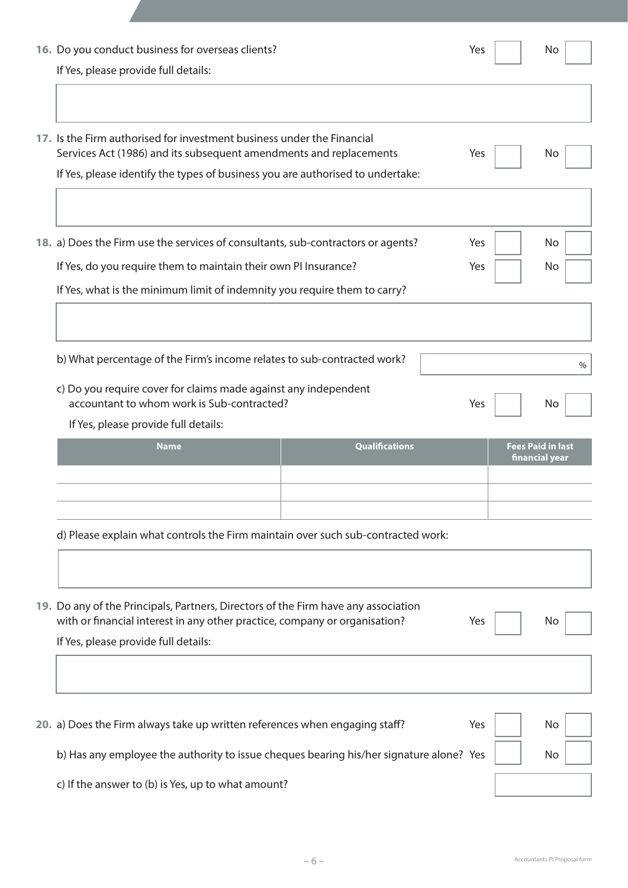**16.** Do you conduct business for overseas clients? Yes ☐ No ☐

If Yes, please provide full details:

&nbsp;

**17.** Is the Firm authorised for investment business under the Financial Services Act (1986) and its subsequent amendments and replacements Yes ☐ No ☐

If Yes, please identify the types of business you are authorised to undertake:

&nbsp;

**18.** a) Does the Firm use the services of consultants, sub-contractors or agents? Yes ☐ No ☐

If Yes, do you require them to maintain their own PI Insurance? Yes ☐ No ☐

If Yes, what is the minimum limit of indemnity you require them to carry?

&nbsp;

b) What percentage of the Firm's income relates to sub-contracted work? ______ %

c) Do you require cover for claims made against any independent accountant to whom work is Sub-contracted? Yes ☐ No ☐

If Yes, please provide full details:

| Name | Qualifications | Fees Paid in last financial year |
|---|---|---|
| | | |
| | | |
| | | |

d) Please explain what controls the Firm maintain over such sub-contracted work:

&nbsp;

**19.** Do any of the Principals, Partners, Directors of the Firm have any association with or financial interest in any other practice, company or organisation? Yes ☐ No ☐

If Yes, please provide full details:

&nbsp;

**20.** a) Does the Firm always take up written references when engaging staff? Yes ☐ No ☐

b) Has any employee the authority to issue cheques bearing his/her signature alone? Yes ☐ No ☐

c) If the answer to (b) is Yes, up to what amount?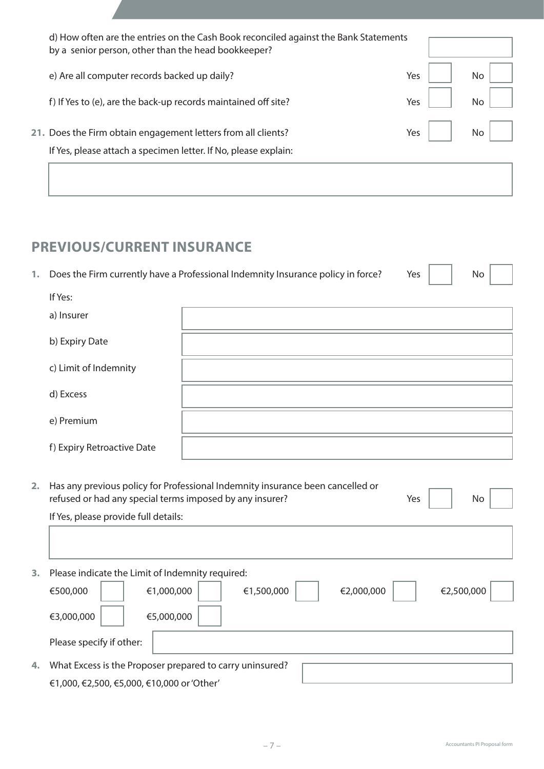d) How often are the entries on the Cash Book reconciled against the Bank Statements by a senior person, other than the head bookkeeper?

e) Are all computer records backed up daily? Yes ☐ No ☐

f) If Yes to (e), are the back-up records maintained off site? Yes ☐ No ☐

21. Does the Firm obtain engagement letters from all clients? Yes ☐ No ☐

If Yes, please attach a specimen letter. If No, please explain:

## PREVIOUS/CURRENT INSURANCE

1. Does the Firm currently have a Professional Indemnity Insurance policy in force? Yes ☐ No ☐

If Yes:

a) Insurer

b) Expiry Date

c) Limit of Indemnity

d) Excess

e) Premium

f) Expiry Retroactive Date

2. Has any previous policy for Professional Indemnity insurance been cancelled or refused or had any special terms imposed by any insurer? Yes ☐ No ☐

If Yes, please provide full details:

3. Please indicate the Limit of Indemnity required:

€500,000 ☐ €1,000,000 ☐ €1,500,000 ☐ €2,000,000 ☐ €2,500,000 ☐

€3,000,000 ☐ €5,000,000 ☐

Please specify if other:

4. What Excess is the Proposer prepared to carry uninsured?

€1,000, €2,500, €5,000, €10,000 or 'Other'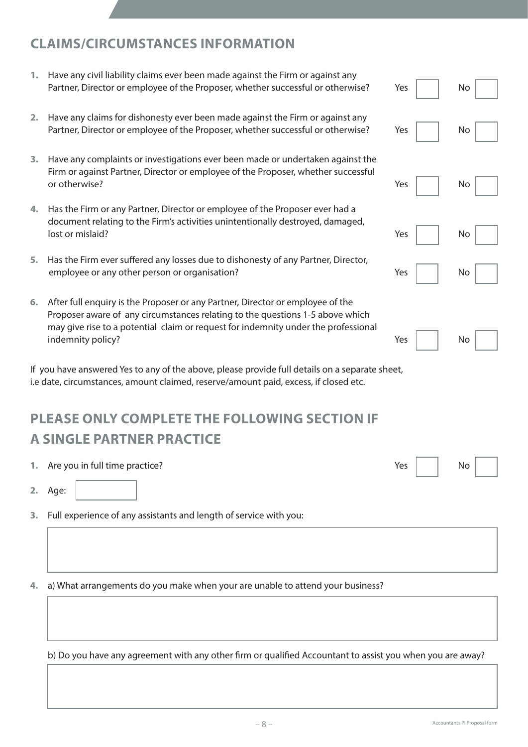## CLAIMS/CIRCUMSTANCES INFORMATION

1. Have any civil liability claims ever been made against the Firm or against any Partner, Director or employee of the Proposer, whether successful or otherwise? Yes ☐ No ☐

2. Have any claims for dishonesty ever been made against the Firm or against any Partner, Director or employee of the Proposer, whether successful or otherwise? Yes ☐ No ☐

3. Have any complaints or investigations ever been made or undertaken against the Firm or against Partner, Director or employee of the Proposer, whether successful or otherwise? Yes ☐ No ☐

4. Has the Firm or any Partner, Director or employee of the Proposer ever had a document relating to the Firm's activities unintentionally destroyed, damaged, lost or mislaid? Yes ☐ No ☐

5. Has the Firm ever suffered any losses due to dishonesty of any Partner, Director, employee or any other person or organisation? Yes ☐ No ☐

6. After full enquiry is the Proposer or any Partner, Director or employee of the Proposer aware of any circumstances relating to the questions 1-5 above which may give rise to a potential claim or request for indemnity under the professional indemnity policy? Yes ☐ No ☐

If you have answered Yes to any of the above, please provide full details on a separate sheet, i.e date, circumstances, amount claimed, reserve/amount paid, excess, if closed etc.

## PLEASE ONLY COMPLETE THE FOLLOWING SECTION IF A SINGLE PARTNER PRACTICE

1. Are you in full time practice? Yes ☐ No ☐

2. Age: ________

3. Full experience of any assistants and length of service with you:

&nbsp;

4. a) What arrangements do you make when your are unable to attend your business?

&nbsp;

   b) Do you have any agreement with any other firm or qualified Accountant to assist you when you are away?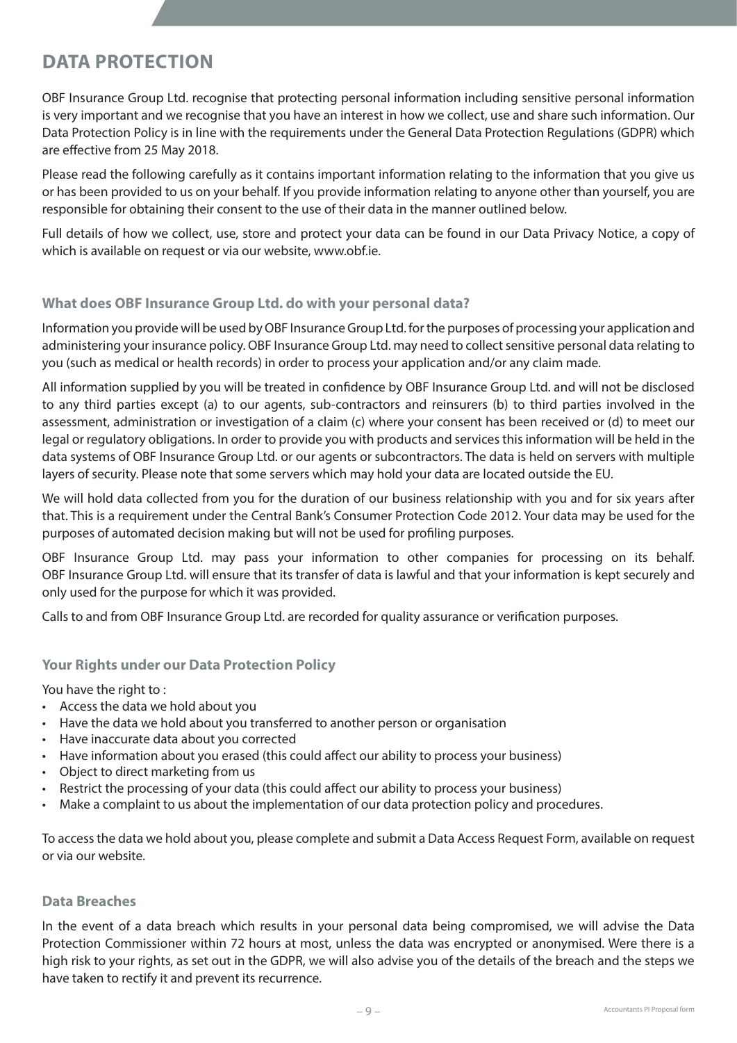# DATA PROTECTION

OBF Insurance Group Ltd. recognise that protecting personal information including sensitive personal information is very important and we recognise that you have an interest in how we collect, use and share such information. Our Data Protection Policy is in line with the requirements under the General Data Protection Regulations (GDPR) which are effective from 25 May 2018.

Please read the following carefully as it contains important information relating to the information that you give us or has been provided to us on your behalf. If you provide information relating to anyone other than yourself, you are responsible for obtaining their consent to the use of their data in the manner outlined below.

Full details of how we collect, use, store and protect your data can be found in our Data Privacy Notice, a copy of which is available on request or via our website, www.obf.ie.

### What does OBF Insurance Group Ltd. do with your personal data?

Information you provide will be used by OBF Insurance Group Ltd. for the purposes of processing your application and administering your insurance policy. OBF Insurance Group Ltd. may need to collect sensitive personal data relating to you (such as medical or health records) in order to process your application and/or any claim made.

All information supplied by you will be treated in confidence by OBF Insurance Group Ltd. and will not be disclosed to any third parties except (a) to our agents, sub-contractors and reinsurers (b) to third parties involved in the assessment, administration or investigation of a claim (c) where your consent has been received or (d) to meet our legal or regulatory obligations. In order to provide you with products and services this information will be held in the data systems of OBF Insurance Group Ltd. or our agents or subcontractors. The data is held on servers with multiple layers of security. Please note that some servers which may hold your data are located outside the EU.

We will hold data collected from you for the duration of our business relationship with you and for six years after that. This is a requirement under the Central Bank's Consumer Protection Code 2012. Your data may be used for the purposes of automated decision making but will not be used for profiling purposes.

OBF Insurance Group Ltd. may pass your information to other companies for processing on its behalf. OBF Insurance Group Ltd. will ensure that its transfer of data is lawful and that your information is kept securely and only used for the purpose for which it was provided.

Calls to and from OBF Insurance Group Ltd. are recorded for quality assurance or verification purposes.

### Your Rights under our Data Protection Policy

You have the right to :

- Access the data we hold about you
- Have the data we hold about you transferred to another person or organisation
- Have inaccurate data about you corrected
- Have information about you erased (this could affect our ability to process your business)
- Object to direct marketing from us
- Restrict the processing of your data (this could affect our ability to process your business)
- Make a complaint to us about the implementation of our data protection policy and procedures.

To access the data we hold about you, please complete and submit a Data Access Request Form, available on request or via our website.

### Data Breaches

In the event of a data breach which results in your personal data being compromised, we will advise the Data Protection Commissioner within 72 hours at most, unless the data was encrypted or anonymised. Were there is a high risk to your rights, as set out in the GDPR, we will also advise you of the details of the breach and the steps we have taken to rectify it and prevent its recurrence.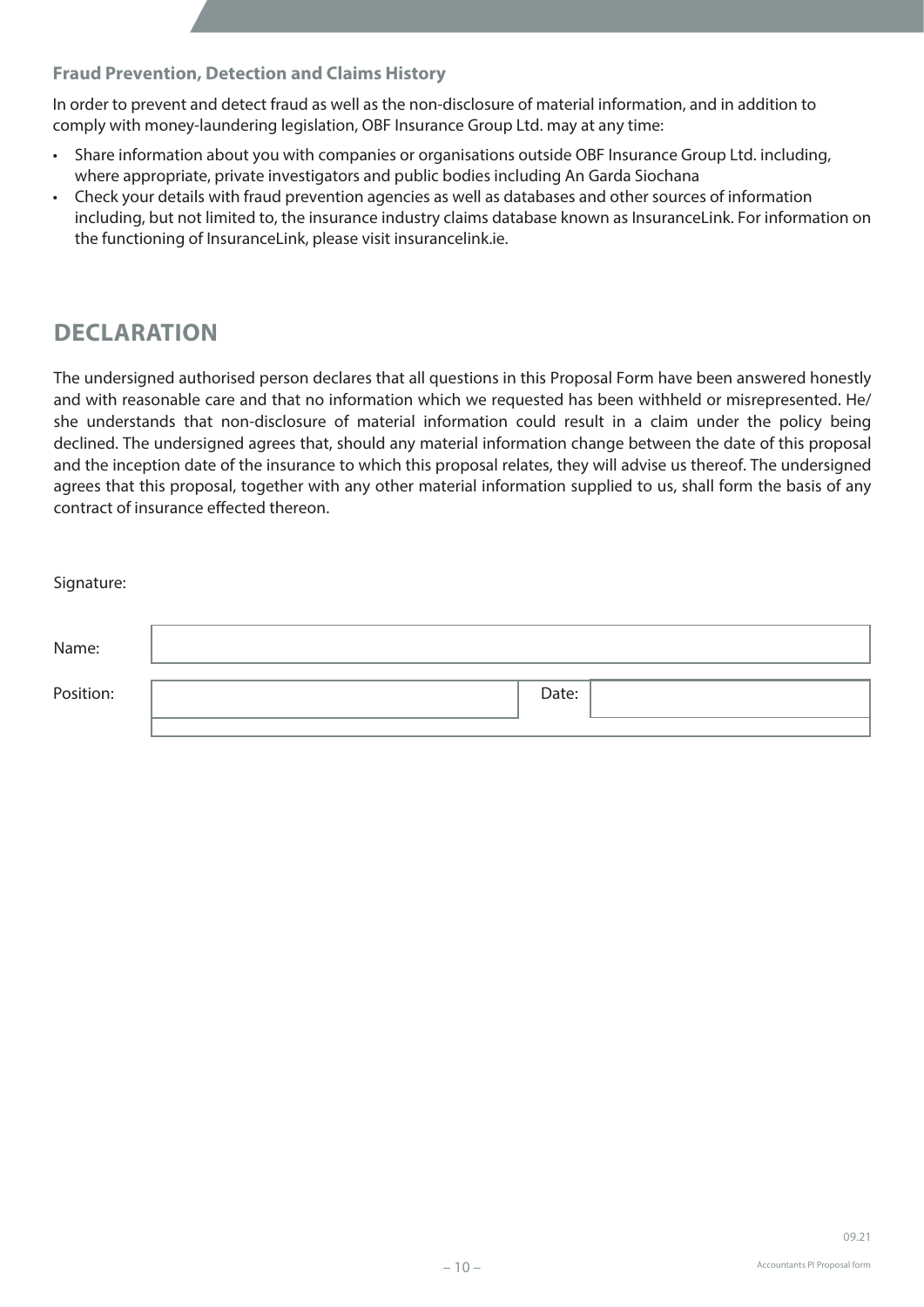### Fraud Prevention, Detection and Claims History

In order to prevent and detect fraud as well as the non-disclosure of material information, and in addition to comply with money-laundering legislation, OBF Insurance Group Ltd. may at any time:

- Share information about you with companies or organisations outside OBF Insurance Group Ltd. including, where appropriate, private investigators and public bodies including An Garda Siochana
- Check your details with fraud prevention agencies as well as databases and other sources of information including, but not limited to, the insurance industry claims database known as InsuranceLink. For information on the functioning of InsuranceLink, please visit insurancelink.ie.

## DECLARATION

The undersigned authorised person declares that all questions in this Proposal Form have been answered honestly and with reasonable care and that no information which we requested has been withheld or misrepresented. He/she understands that non-disclosure of material information could result in a claim under the policy being declined. The undersigned agrees that, should any material information change between the date of this proposal and the inception date of the insurance to which this proposal relates, they will advise us thereof. The undersigned agrees that this proposal, together with any other material information supplied to us, shall form the basis of any contract of insurance effected thereon.

Signature:

Name:

Position:

Date:

09.21

Accountants PI Proposal form